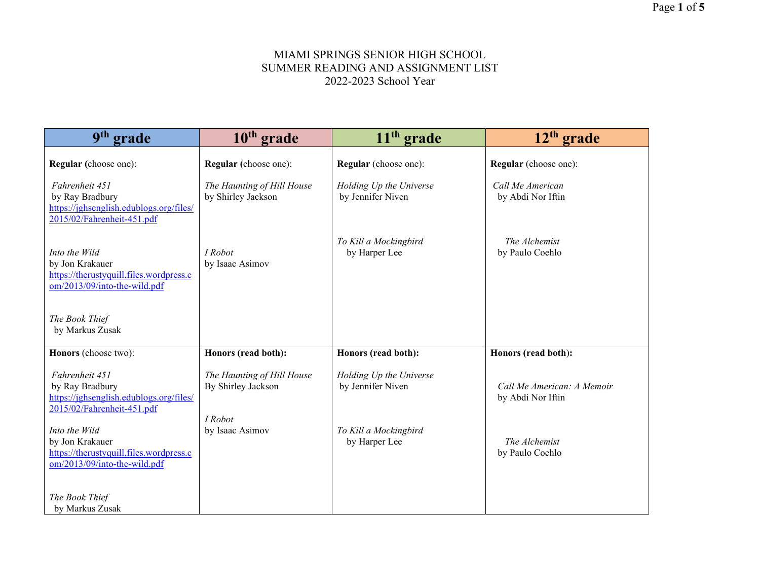MIAMI SPRINGS SENIOR HIGH SCHOOL
SUMMER READING AND ASSIGNMENT LIST
2022-2023 School Year

| 9th grade | 10th grade | 11th grade | 12th grade |
|---|---|---|---|
| **Regular (**choose one):<br><br>*Fahrenheit 451*<br>by Ray Bradbury<br>https://jghsenglish.edublogs.org/files/2015/02/Fahrenheit-451.pdf<br><br>*Into the Wild*<br>by Jon Krakauer<br>https://therustyquill.files.wordpress.com/2013/09/into-the-wild.pdf<br><br>*The Book Thief*<br>by Markus Zusak | **Regular (**choose one):<br><br>*The Haunting of Hill House*<br>by Shirley Jackson<br><br>*I Robot*<br>by Isaac Asimov | **Regular** (choose one):<br><br>*Holding Up the Universe*<br>by Jennifer Niven<br><br>*To Kill a Mockingbird*<br>by Harper Lee | **Regular** (choose one):<br><br>*Call Me American*<br>by Abdi Nor Iftin<br><br>*The Alchemist*<br>by Paulo Coehlo |
| **Honors** (choose two):<br><br>*Fahrenheit 451*<br>by Ray Bradbury<br>https://jghsenglish.edublogs.org/files/2015/02/Fahrenheit-451.pdf<br><br>*Into the Wild*<br>by Jon Krakauer<br>https://therustyquill.files.wordpress.com/2013/09/into-the-wild.pdf<br><br>*The Book Thief*<br>by Markus Zusak | **Honors (read both):**<br><br>*The Haunting of Hill House*<br>By Shirley Jackson<br><br>*I Robot*<br>by Isaac Asimov | **Honors (read both):**<br><br>*Holding Up the Universe*<br>by Jennifer Niven<br><br>*To Kill a Mockingbird*<br>by Harper Lee | **Honors (read both):**<br><br>*Call Me American: A Memoir*<br>by Abdi Nor Iftin<br><br>*The Alchemist*<br>by Paulo Coehlo |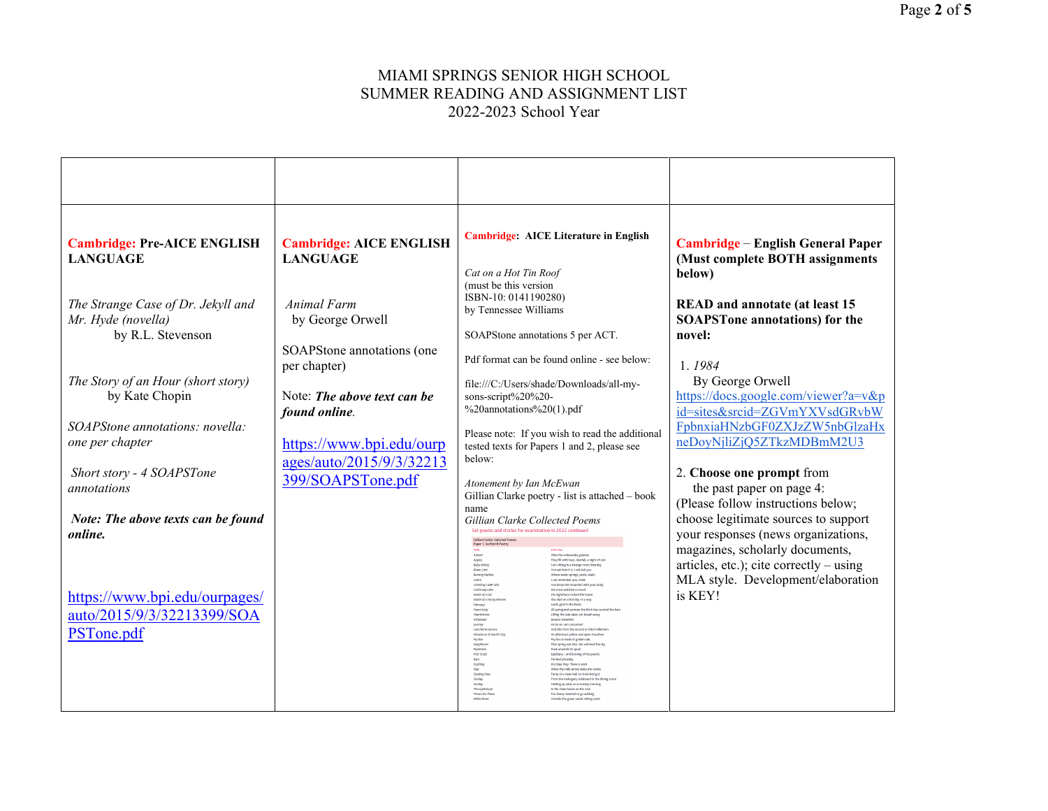# MIAMI SPRINGS SENIOR HIGH SCHOOL
## SUMMER READING AND ASSIGNMENT LIST
## 2022-2023 School Year

| | | | |
|---|---|---|---|
| **Cambridge: Pre-AICE ENGLISH LANGUAGE**<br><br>*The Strange Case of Dr. Jekyll and Mr. Hyde (novella)* by R.L. Stevenson<br><br>*The Story of an Hour (short story)* by Kate Chopin<br><br>*SOAPStone annotations: novella: one per chapter*<br><br>*Short story - 4 SOAPSTone annotations*<br><br>***Note: The above texts can be found online.***<br><br>https://www.bpi.edu/ourpages/auto/2015/9/3/32213399/SOAPSTone.pdf | **Cambridge: AICE ENGLISH LANGUAGE**<br><br>*Animal Farm* by George Orwell<br><br>SOAPStone annotations (one per chapter)<br><br>Note: ***The above text can be found online***.<br><br>https://www.bpi.edu/ourpages/auto/2015/9/3/32213399/SOAPSTone.pdf | **Cambridge: AICE Literature in English**<br><br>*Cat on a Hot Tin Roof* (must be this version ISBN-10: 0141190280) by Tennessee Williams<br><br>SOAPStone annotations 5 per ACT.<br><br>Pdf format can be found online - see below:<br><br>file:///C:/Users/shade/Downloads/all-my-sons-script%20%20-%20annotations%20(1).pdf<br><br>Please note: If you wish to read the additional tested texts for Papers 1 and 2, please see below:<br><br>*Atonement by Ian McEwan*<br>Gillian Clarke poetry - list is attached – book name<br>*Gillian Clarke Collected Poems* | **Cambridge – English General Paper (Must complete BOTH assignments below)**<br><br>**READ and annotate (at least 15 SOAPSTone annotations) for the novel:**<br><br>1. *1984* By George Orwell https://docs.google.com/viewer?a=v&pid=sites&srcid=ZGVmYXVsdGRvbWFpbnxiaHNzbGF0ZXJzZW5nbGlzaHxneDoyNjliZjQ5ZTkzMDBmM2U3<br><br>2. **Choose one prompt** from the past paper on page 4: (Please follow instructions below; choose legitimate sources to support your responses (news organizations, magazines, scholarly documents, articles, etc.); cite correctly – using MLA style. Development/elaboration is KEY! |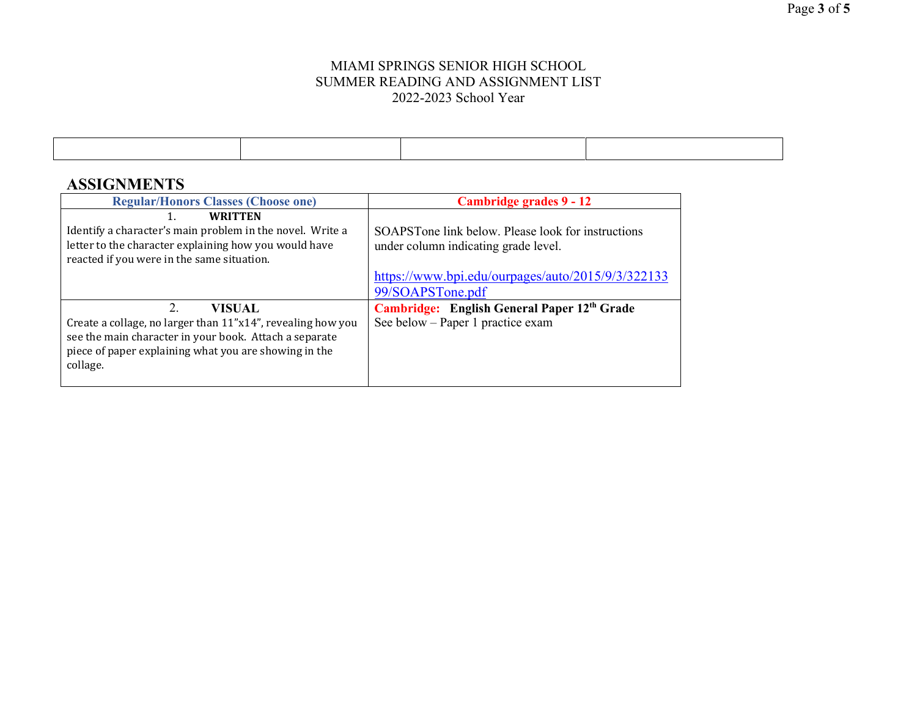MIAMI SPRINGS SENIOR HIGH SCHOOL
SUMMER READING AND ASSIGNMENT LIST
2022-2023 School Year

| | | | |
|---|---|---|---|

## ASSIGNMENTS

| Regular/Honors Classes (Choose one) | Cambridge grades 9 - 12 |
|---|---|
| 1. **WRITTEN**<br>Identify a character's main problem in the novel. Write a letter to the character explaining how you would have reacted if you were in the same situation. | SOAPSTone link below. Please look for instructions under column indicating grade level.<br><br>https://www.bpi.edu/ourpages/auto/2015/9/3/32213399/SOAPSTone.pdf |
| 2. **VISUAL**<br>Create a collage, no larger than 11"x14", revealing how you see the main character in your book. Attach a separate piece of paper explaining what you are showing in the collage. | **Cambridge: English General Paper 12th Grade**<br>See below – Paper 1 practice exam |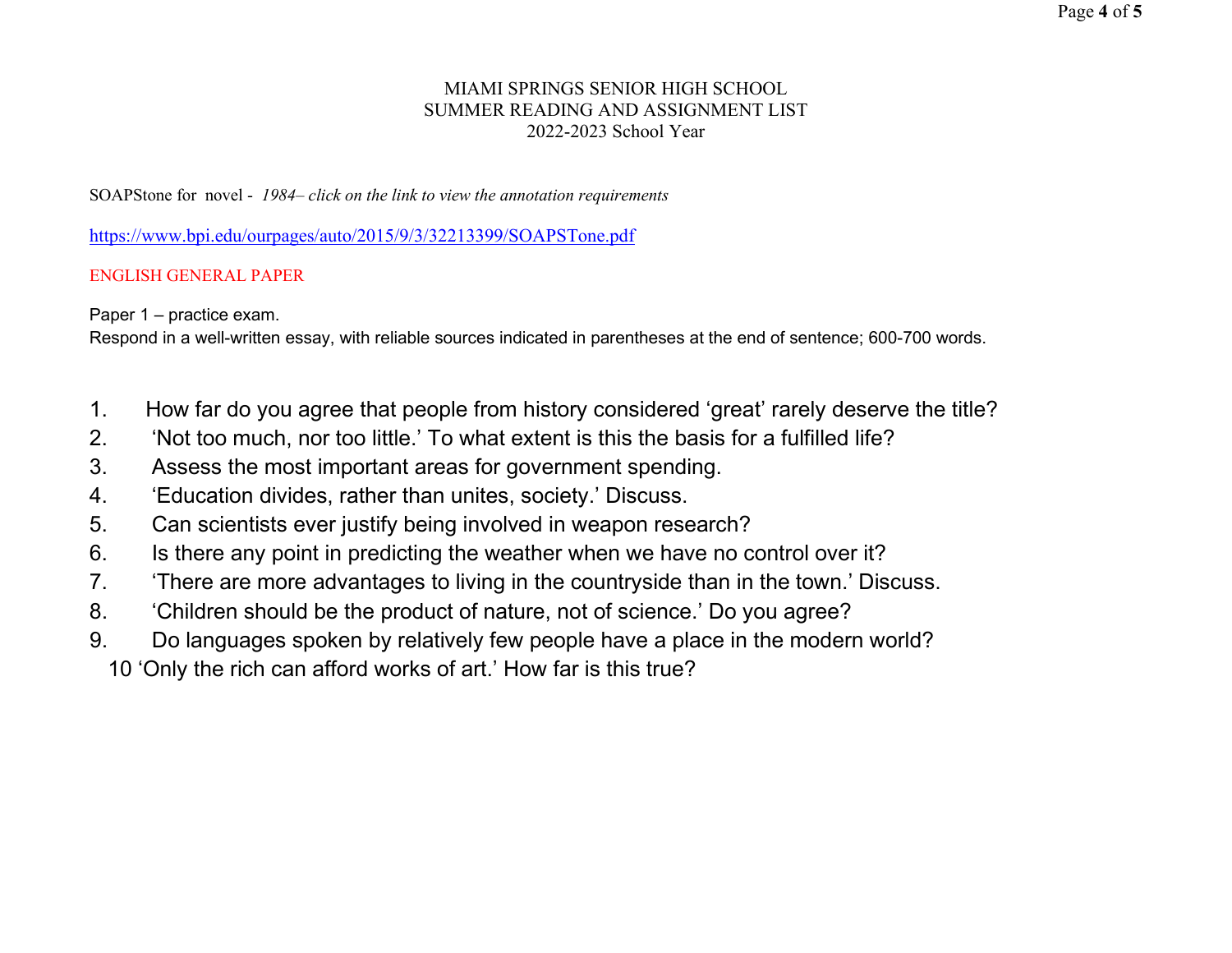MIAMI SPRINGS SENIOR HIGH SCHOOL
SUMMER READING AND ASSIGNMENT LIST
2022-2023 School Year

SOAPStone for novel - *1984– click on the link to view the annotation requirements*

https://www.bpi.edu/ourpages/auto/2015/9/3/32213399/SOAPSTone.pdf

ENGLISH GENERAL PAPER

Paper 1 – practice exam.
Respond in a well-written essay, with reliable sources indicated in parentheses at the end of sentence; 600-700 words.

1. How far do you agree that people from history considered 'great' rarely deserve the title?
2. 'Not too much, nor too little.' To what extent is this the basis for a fulfilled life?
3. Assess the most important areas for government spending.
4. 'Education divides, rather than unites, society.' Discuss.
5. Can scientists ever justify being involved in weapon research?
6. Is there any point in predicting the weather when we have no control over it?
7. 'There are more advantages to living in the countryside than in the town.' Discuss.
8. 'Children should be the product of nature, not of science.' Do you agree?
9. Do languages spoken by relatively few people have a place in the modern world?
10. 'Only the rich can afford works of art.' How far is this true?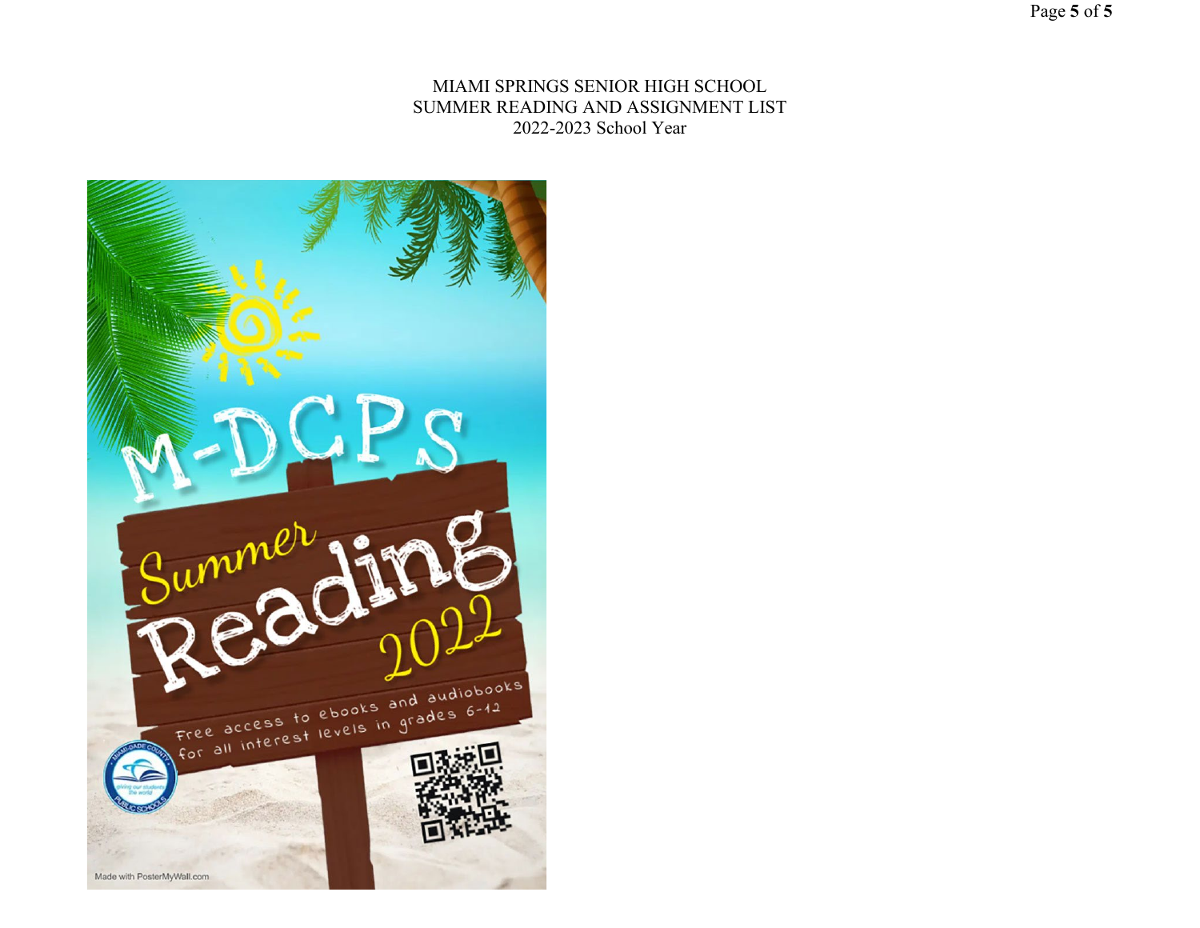MIAMI SPRINGS SENIOR HIGH SCHOOL
SUMMER READING AND ASSIGNMENT LIST
2022-2023 School Year

M-DCPS

Summer Reading 2022

Free access to ebooks and audiobooks for all interest levels in grades 6-12

Made with PosterMyWall.com